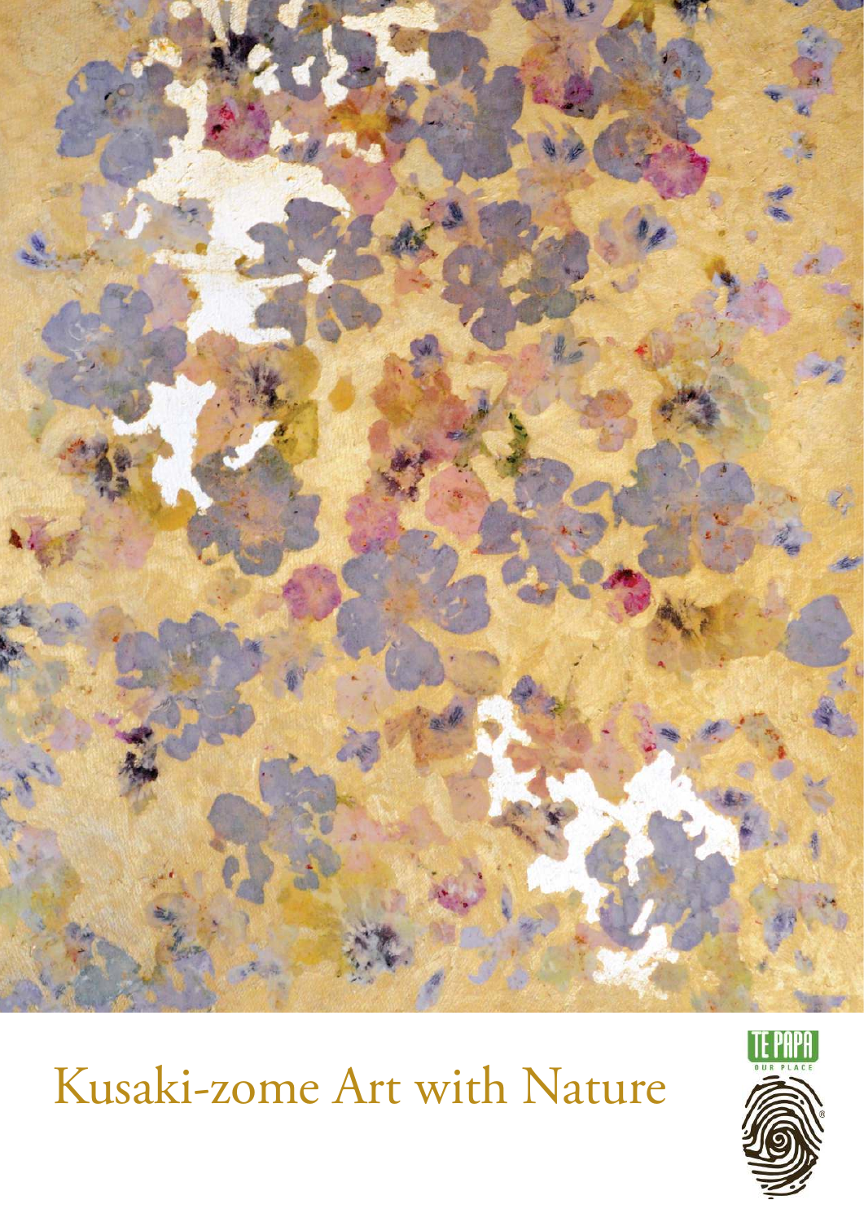# Kusaki-zome Art with Nature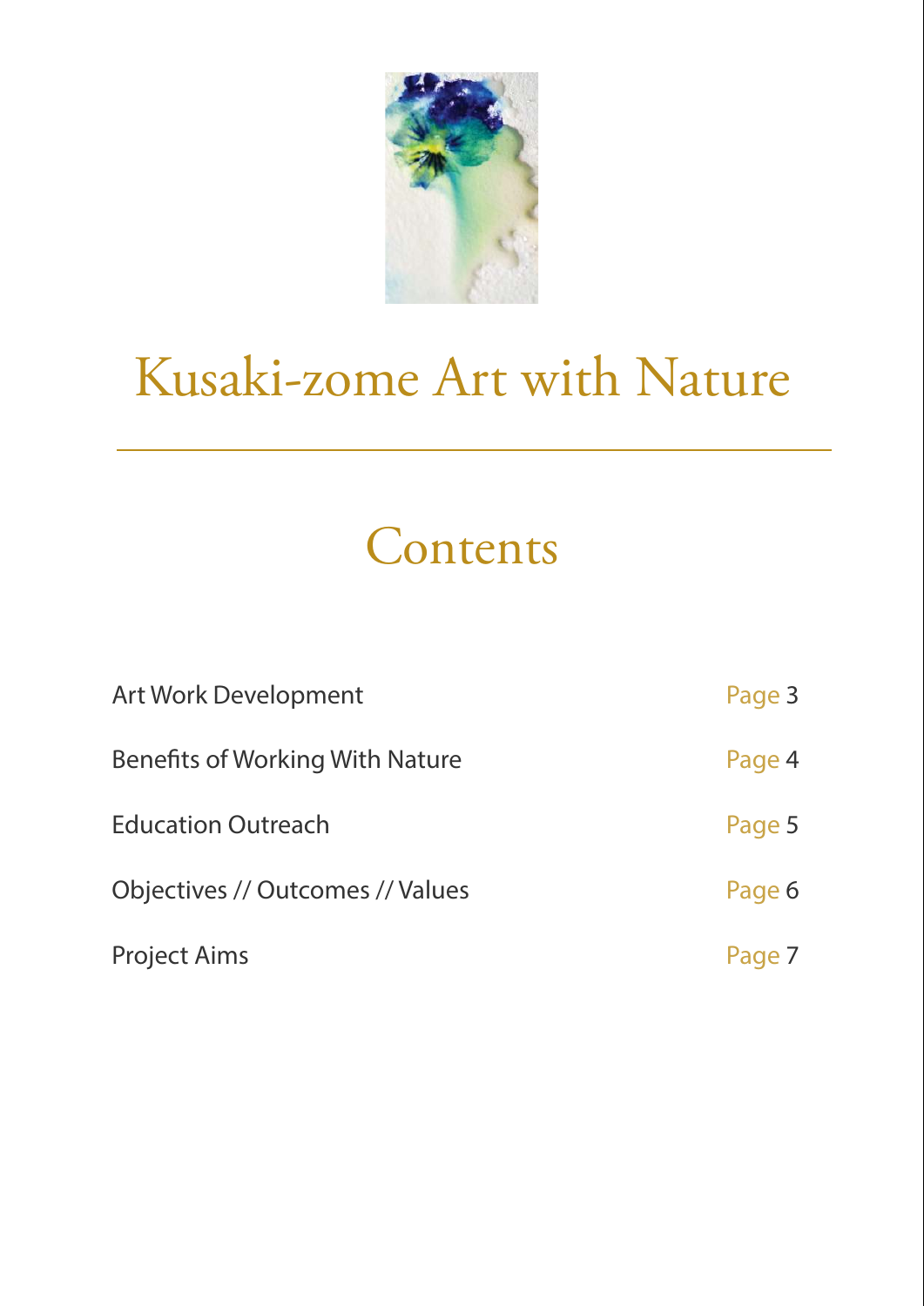# Kusaki-zome Art with Nature

## Contents

| | |
|---|---|
| Art Work Development | Page 3 |
| Benefits of Working With Nature | Page 4 |
| Education Outreach | Page 5 |
| Objectives // Outcomes // Values | Page 6 |
| Project Aims | Page 7 |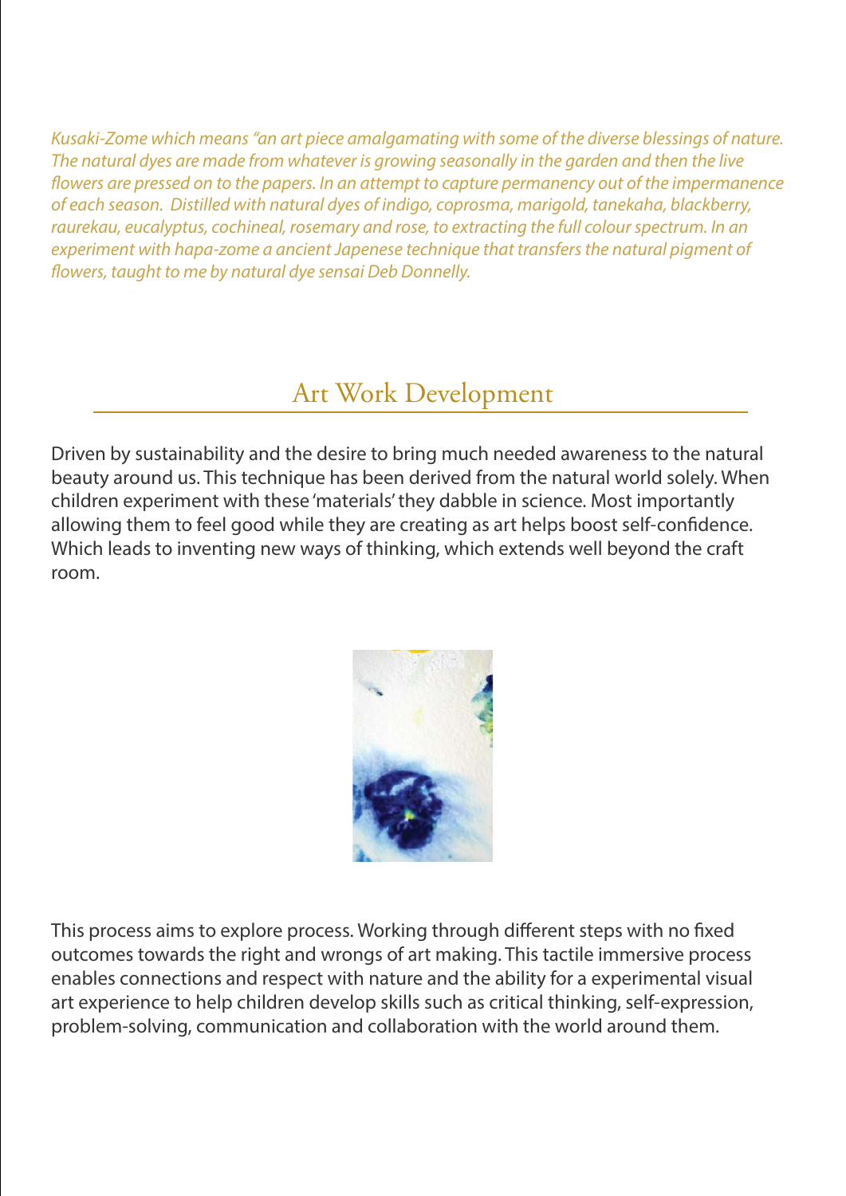*Kusaki-Zome which means "an art piece amalgamating with some of the diverse blessings of nature. The natural dyes are made from whatever is growing seasonally in the garden and then the live flowers are pressed on to the papers. In an attempt to capture permanency out of the impermanence of each season. Distilled with natural dyes of indigo, coprosma, marigold, tanekaha, blackberry, raurekau, eucalyptus, cochineal, rosemary and rose, to extracting the full colour spectrum. In an experiment with hapa-zome a ancient Japanese technique that transfers the natural pigment of flowers, taught to me by natural dye sensai Deb Donnelly.*

## Art Work Development

Driven by sustainability and the desire to bring much needed awareness to the natural beauty around us. This technique has been derived from the natural world solely. When children experiment with these 'materials' they dabble in science. Most importantly allowing them to feel good while they are creating as art helps boost self-confidence. Which leads to inventing new ways of thinking, which extends well beyond the craft room.

This process aims to explore process. Working through different steps with no fixed outcomes towards the right and wrongs of art making. This tactile immersive process enables connections and respect with nature and the ability for a experimental visual art experience to help children develop skills such as critical thinking, self-expression, problem-solving, communication and collaboration with the world around them.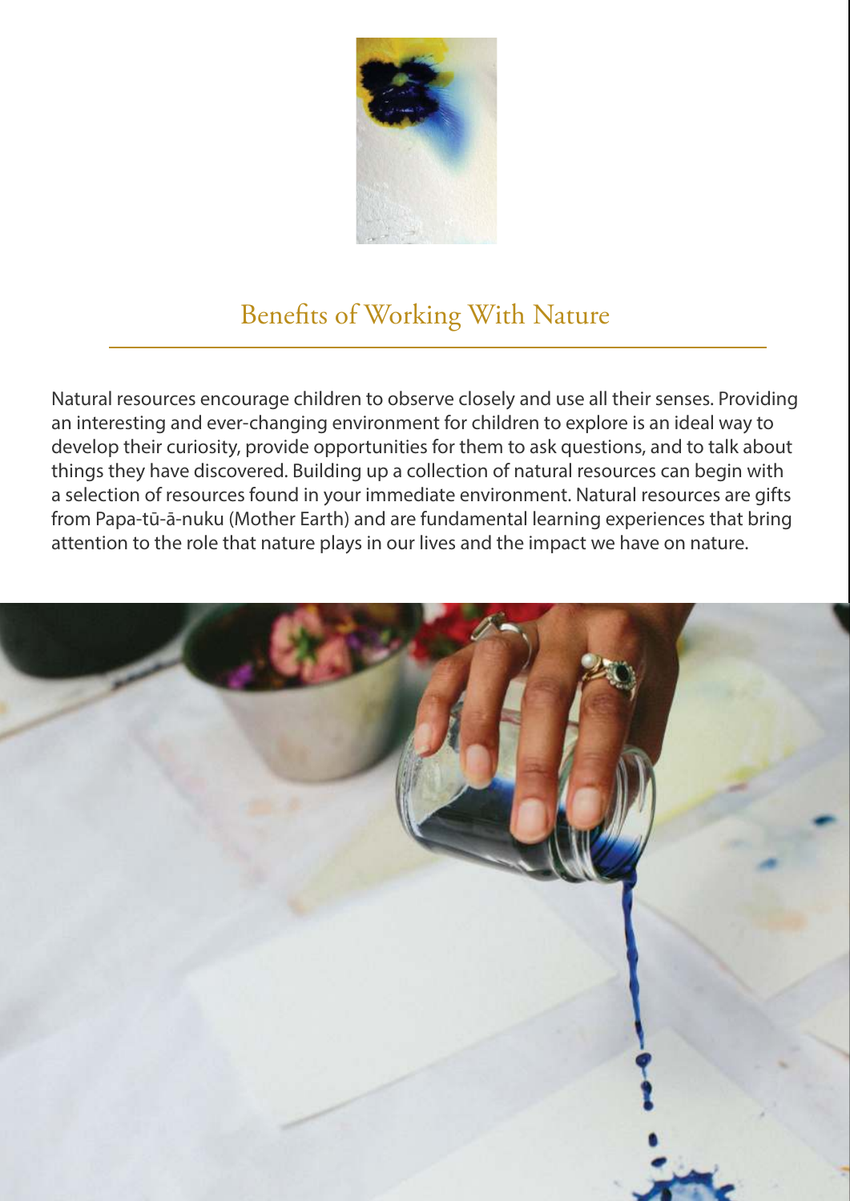## Benefits of Working With Nature

Natural resources encourage children to observe closely and use all their senses. Providing an interesting and ever-changing environment for children to explore is an ideal way to develop their curiosity, provide opportunities for them to ask questions, and to talk about things they have discovered. Building up a collection of natural resources can begin with a selection of resources found in your immediate environment. Natural resources are gifts from Papa-tū-ā-nuku (Mother Earth) and are fundamental learning experiences that bring attention to the role that nature plays in our lives and the impact we have on nature.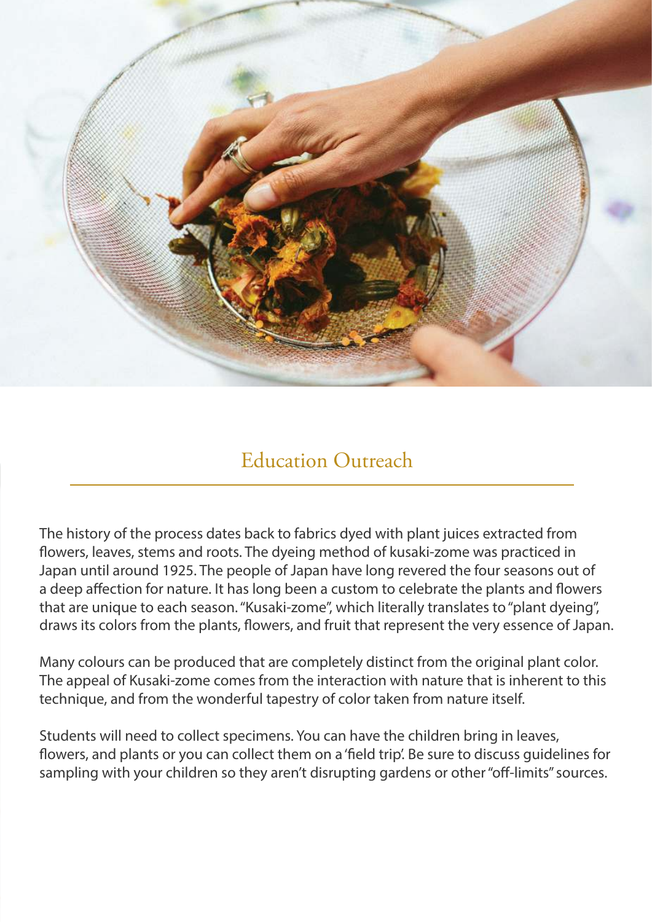## Education Outreach

The history of the process dates back to fabrics dyed with plant juices extracted from flowers, leaves, stems and roots. The dyeing method of kusaki-zome was practiced in Japan until around 1925. The people of Japan have long revered the four seasons out of a deep affection for nature. It has long been a custom to celebrate the plants and flowers that are unique to each season. "Kusaki-zome", which literally translates to "plant dyeing", draws its colors from the plants, flowers, and fruit that represent the very essence of Japan.

Many colours can be produced that are completely distinct from the original plant color. The appeal of Kusaki-zome comes from the interaction with nature that is inherent to this technique, and from the wonderful tapestry of color taken from nature itself.

Students will need to collect specimens. You can have the children bring in leaves, flowers, and plants or you can collect them on a 'field trip'. Be sure to discuss guidelines for sampling with your children so they aren't disrupting gardens or other "off-limits" sources.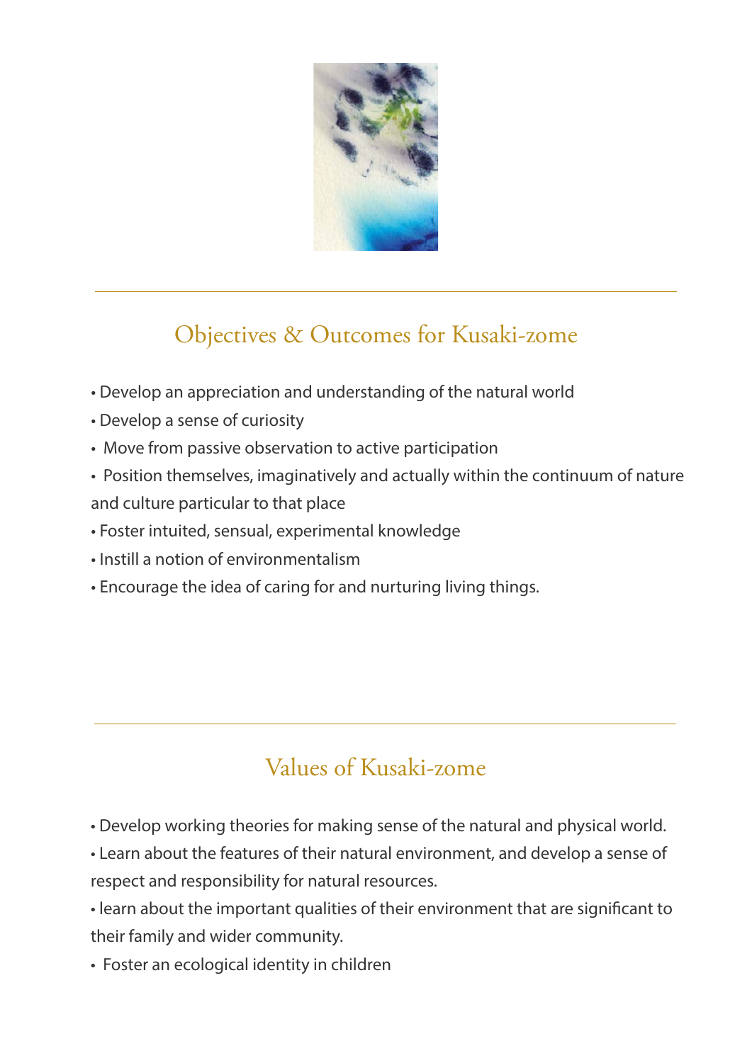## Objectives & Outcomes for Kusaki-zome

- Develop an appreciation and understanding of the natural world
- Develop a sense of curiosity
- Move from passive observation to active participation
- Position themselves, imaginatively and actually within the continuum of nature and culture particular to that place
- Foster intuited, sensual, experimental knowledge
- Instill a notion of environmentalism
- Encourage the idea of caring for and nurturing living things.

## Values of Kusaki-zome

- Develop working theories for making sense of the natural and physical world.
- Learn about the features of their natural environment, and develop a sense of respect and responsibility for natural resources.
- learn about the important qualities of their environment that are significant to their family and wider community.
- Foster an ecological identity in children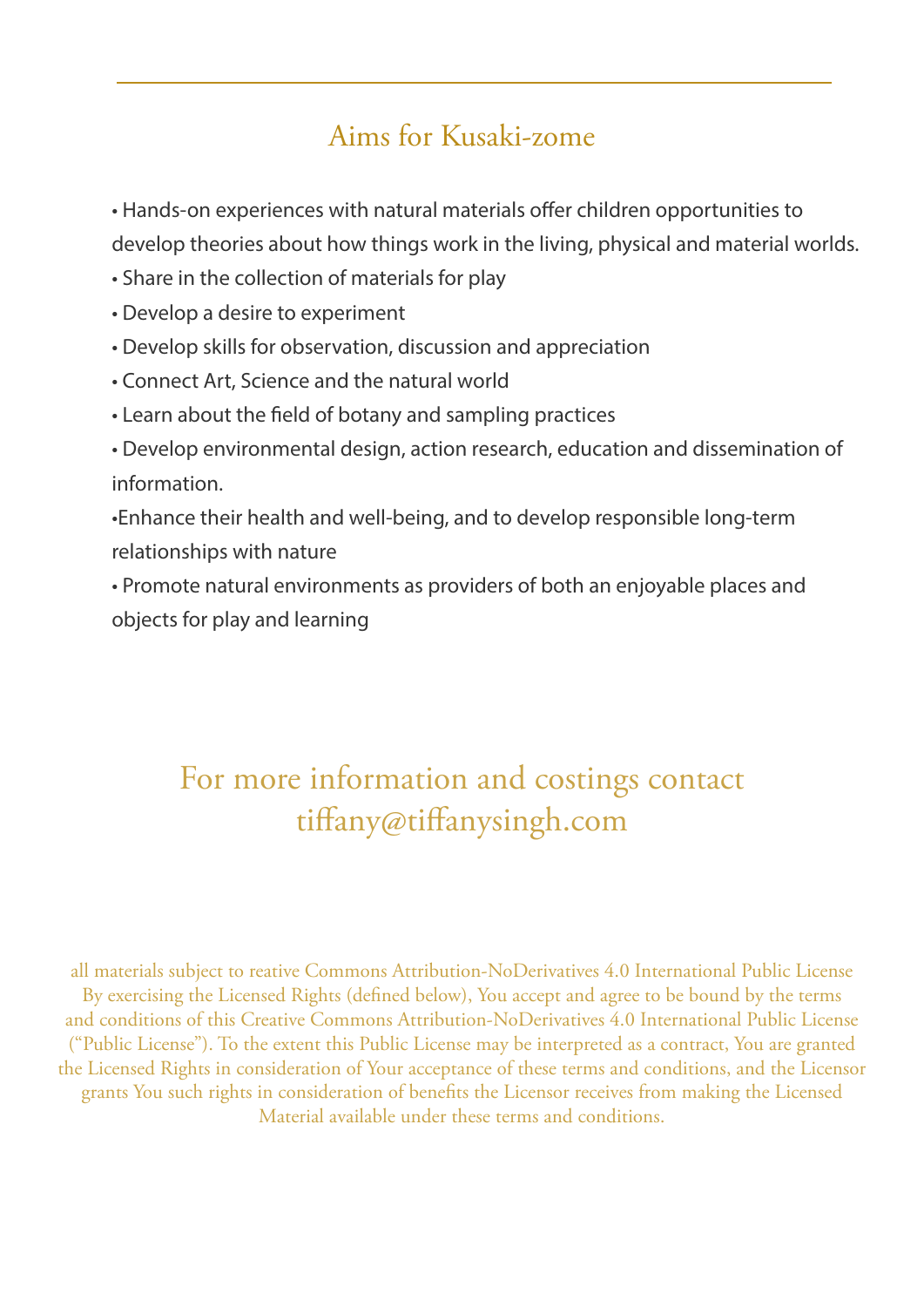## Aims for Kusaki-zome

- Hands-on experiences with natural materials offer children opportunities to develop theories about how things work in the living, physical and material worlds.
- Share in the collection of materials for play
- Develop a desire to experiment
- Develop skills for observation, discussion and appreciation
- Connect Art, Science and the natural world
- Learn about the field of botany and sampling practices
- Develop environmental design, action research, education and dissemination of information.
- Enhance their health and well-being, and to develop responsible long-term relationships with nature
- Promote natural environments as providers of both an enjoyable places and objects for play and learning

For more information and costings contact
tiffany@tiffanysingh.com

all materials subject to reative Commons Attribution-NoDerivatives 4.0 International Public License By exercising the Licensed Rights (defined below), You accept and agree to be bound by the terms and conditions of this Creative Commons Attribution-NoDerivatives 4.0 International Public License ("Public License"). To the extent this Public License may be interpreted as a contract, You are granted the Licensed Rights in consideration of Your acceptance of these terms and conditions, and the Licensor grants You such rights in consideration of benefits the Licensor receives from making the Licensed Material available under these terms and conditions.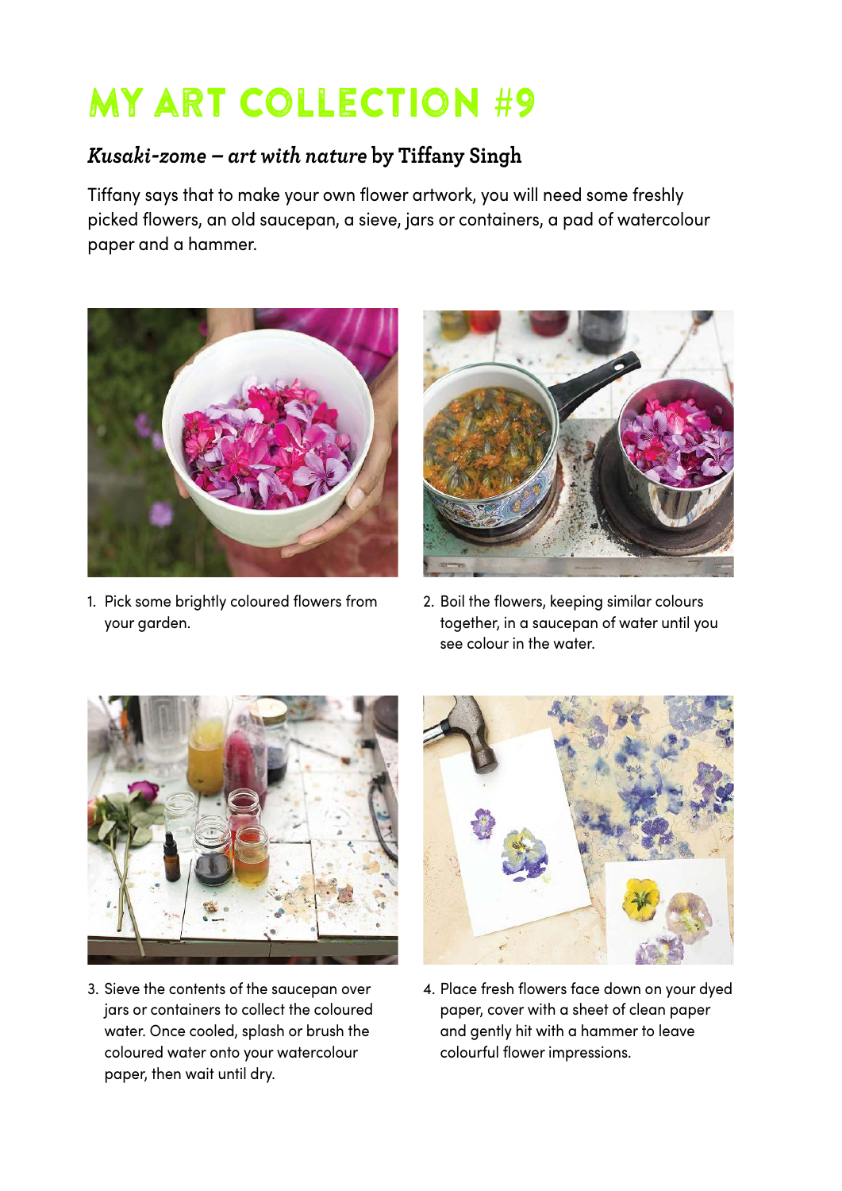# MY ART COLLECTION #9

## *Kusaki-zome – art with nature* by Tiffany Singh

Tiffany says that to make your own flower artwork, you will need some freshly picked flowers, an old saucepan, a sieve, jars or containers, a pad of watercolour paper and a hammer.

1. Pick some brightly coloured flowers from your garden.
2. Boil the flowers, keeping similar colours together, in a saucepan of water until you see colour in the water.
3. Sieve the contents of the saucepan over jars or containers to collect the coloured water. Once cooled, splash or brush the coloured water onto your watercolour paper, then wait until dry.
4. Place fresh flowers face down on your dyed paper, cover with a sheet of clean paper and gently hit with a hammer to leave colourful flower impressions.